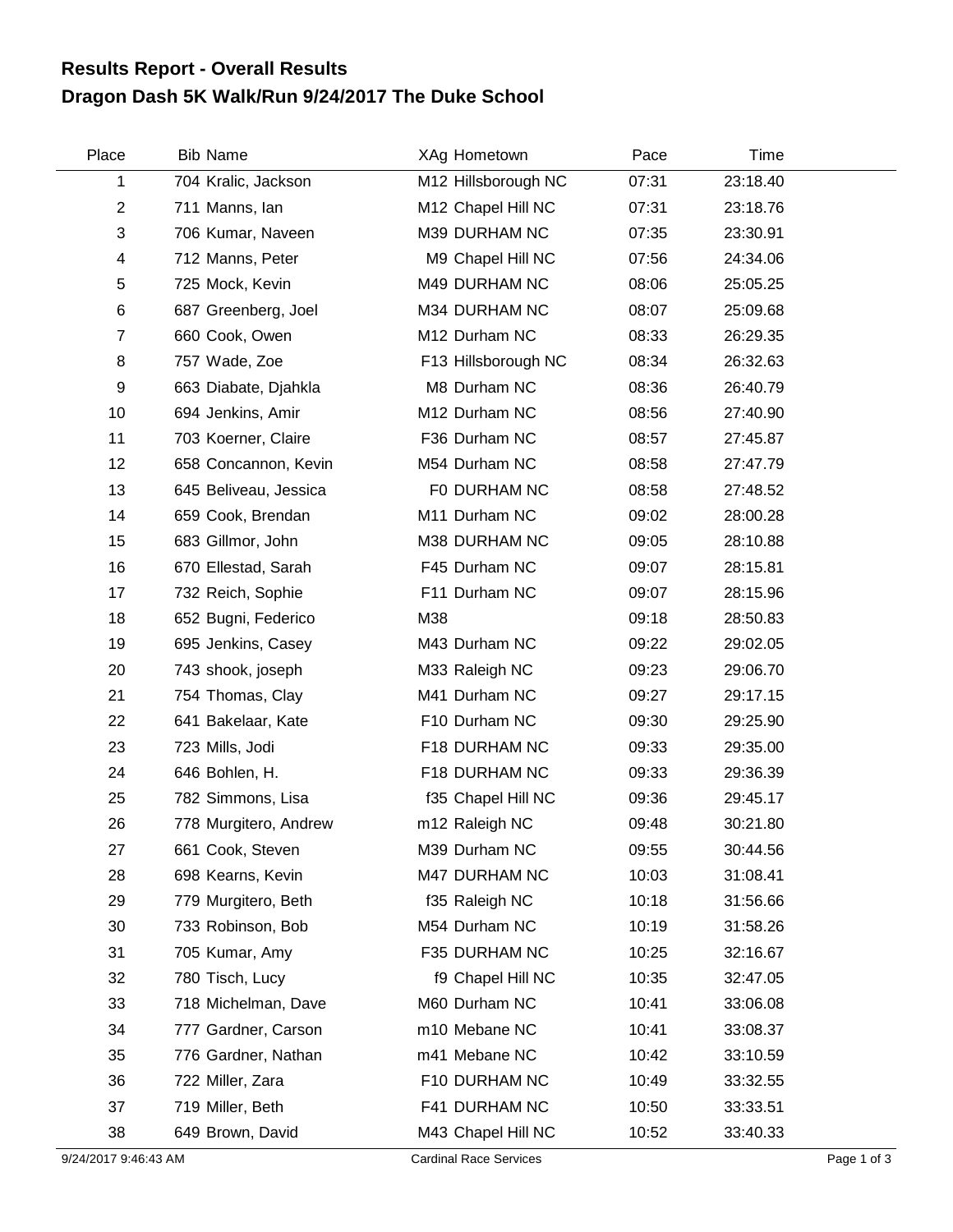# Results Report - Overall Results
## Dragon Dash 5K Walk/Run 9/24/2017 The Duke School

| Place | Bib | Name | XAg | Hometown | Pace | Time |
|---|---|---|---|---|---|---|
| 1 | 704 | Kralic, Jackson | M12 | Hillsborough NC | 07:31 | 23:18.40 |
| 2 | 711 | Manns, Ian | M12 | Chapel Hill NC | 07:31 | 23:18.76 |
| 3 | 706 | Kumar, Naveen | M39 | DURHAM NC | 07:35 | 23:30.91 |
| 4 | 712 | Manns, Peter | M9 | Chapel Hill NC | 07:56 | 24:34.06 |
| 5 | 725 | Mock, Kevin | M49 | DURHAM NC | 08:06 | 25:05.25 |
| 6 | 687 | Greenberg, Joel | M34 | DURHAM NC | 08:07 | 25:09.68 |
| 7 | 660 | Cook, Owen | M12 | Durham NC | 08:33 | 26:29.35 |
| 8 | 757 | Wade, Zoe | F13 | Hillsborough NC | 08:34 | 26:32.63 |
| 9 | 663 | Diabate, Djahkla | M8 | Durham NC | 08:36 | 26:40.79 |
| 10 | 694 | Jenkins, Amir | M12 | Durham NC | 08:56 | 27:40.90 |
| 11 | 703 | Koerner, Claire | F36 | Durham NC | 08:57 | 27:45.87 |
| 12 | 658 | Concannon, Kevin | M54 | Durham NC | 08:58 | 27:47.79 |
| 13 | 645 | Beliveau, Jessica | F0 | DURHAM NC | 08:58 | 27:48.52 |
| 14 | 659 | Cook, Brendan | M11 | Durham NC | 09:02 | 28:00.28 |
| 15 | 683 | Gillmor, John | M38 | DURHAM NC | 09:05 | 28:10.88 |
| 16 | 670 | Ellestad, Sarah | F45 | Durham NC | 09:07 | 28:15.81 |
| 17 | 732 | Reich, Sophie | F11 | Durham NC | 09:07 | 28:15.96 |
| 18 | 652 | Bugni, Federico | M38 | | 09:18 | 28:50.83 |
| 19 | 695 | Jenkins, Casey | M43 | Durham NC | 09:22 | 29:02.05 |
| 20 | 743 | shook, joseph | M33 | Raleigh NC | 09:23 | 29:06.70 |
| 21 | 754 | Thomas, Clay | M41 | Durham NC | 09:27 | 29:17.15 |
| 22 | 641 | Bakelaar, Kate | F10 | Durham NC | 09:30 | 29:25.90 |
| 23 | 723 | Mills, Jodi | F18 | DURHAM NC | 09:33 | 29:35.00 |
| 24 | 646 | Bohlen, H. | F18 | DURHAM NC | 09:33 | 29:36.39 |
| 25 | 782 | Simmons, Lisa | f35 | Chapel Hill NC | 09:36 | 29:45.17 |
| 26 | 778 | Murgitero, Andrew | m12 | Raleigh NC | 09:48 | 30:21.80 |
| 27 | 661 | Cook, Steven | M39 | Durham NC | 09:55 | 30:44.56 |
| 28 | 698 | Kearns, Kevin | M47 | DURHAM NC | 10:03 | 31:08.41 |
| 29 | 779 | Murgitero, Beth | f35 | Raleigh NC | 10:18 | 31:56.66 |
| 30 | 733 | Robinson, Bob | M54 | Durham NC | 10:19 | 31:58.26 |
| 31 | 705 | Kumar, Amy | F35 | DURHAM NC | 10:25 | 32:16.67 |
| 32 | 780 | Tisch, Lucy | f9 | Chapel Hill NC | 10:35 | 32:47.05 |
| 33 | 718 | Michelman, Dave | M60 | Durham NC | 10:41 | 33:06.08 |
| 34 | 777 | Gardner, Carson | m10 | Mebane NC | 10:41 | 33:08.37 |
| 35 | 776 | Gardner, Nathan | m41 | Mebane NC | 10:42 | 33:10.59 |
| 36 | 722 | Miller, Zara | F10 | DURHAM NC | 10:49 | 33:32.55 |
| 37 | 719 | Miller, Beth | F41 | DURHAM NC | 10:50 | 33:33.51 |
| 38 | 649 | Brown, David | M43 | Chapel Hill NC | 10:52 | 33:40.33 |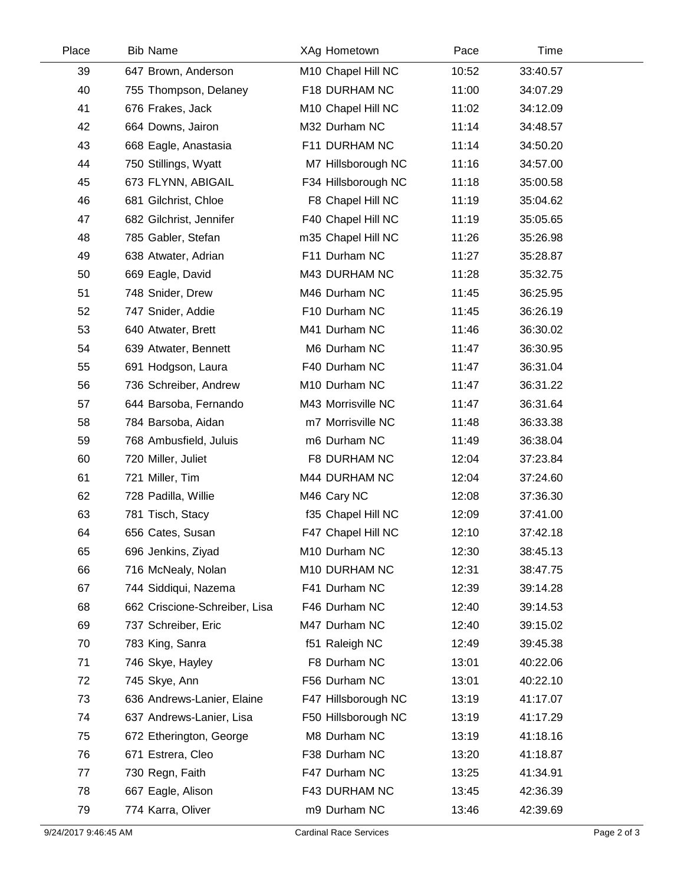| Place | Bib | Name | XAg | Hometown | Pace | Time |
|---|---|---|---|---|---|---|
| 39 | 647 | Brown, Anderson | M10 | Chapel Hill NC | 10:52 | 33:40.57 |
| 40 | 755 | Thompson, Delaney | F18 | DURHAM NC | 11:00 | 34:07.29 |
| 41 | 676 | Frakes, Jack | M10 | Chapel Hill NC | 11:02 | 34:12.09 |
| 42 | 664 | Downs, Jairon | M32 | Durham NC | 11:14 | 34:48.57 |
| 43 | 668 | Eagle, Anastasia | F11 | DURHAM NC | 11:14 | 34:50.20 |
| 44 | 750 | Stillings, Wyatt | M7 | Hillsborough NC | 11:16 | 34:57.00 |
| 45 | 673 | FLYNN, ABIGAIL | F34 | Hillsborough NC | 11:18 | 35:00.58 |
| 46 | 681 | Gilchrist, Chloe | F8 | Chapel Hill NC | 11:19 | 35:04.62 |
| 47 | 682 | Gilchrist, Jennifer | F40 | Chapel Hill NC | 11:19 | 35:05.65 |
| 48 | 785 | Gabler, Stefan | m35 | Chapel Hill NC | 11:26 | 35:26.98 |
| 49 | 638 | Atwater, Adrian | F11 | Durham NC | 11:27 | 35:28.87 |
| 50 | 669 | Eagle, David | M43 | DURHAM NC | 11:28 | 35:32.75 |
| 51 | 748 | Snider, Drew | M46 | Durham NC | 11:45 | 36:25.95 |
| 52 | 747 | Snider, Addie | F10 | Durham NC | 11:45 | 36:26.19 |
| 53 | 640 | Atwater, Brett | M41 | Durham NC | 11:46 | 36:30.02 |
| 54 | 639 | Atwater, Bennett | M6 | Durham NC | 11:47 | 36:30.95 |
| 55 | 691 | Hodgson, Laura | F40 | Durham NC | 11:47 | 36:31.04 |
| 56 | 736 | Schreiber, Andrew | M10 | Durham NC | 11:47 | 36:31.22 |
| 57 | 644 | Barsoba, Fernando | M43 | Morrisville NC | 11:47 | 36:31.64 |
| 58 | 784 | Barsoba, Aidan | m7 | Morrisville NC | 11:48 | 36:33.38 |
| 59 | 768 | Ambusfield, Juluis | m6 | Durham NC | 11:49 | 36:38.04 |
| 60 | 720 | Miller, Juliet | F8 | DURHAM NC | 12:04 | 37:23.84 |
| 61 | 721 | Miller, Tim | M44 | DURHAM NC | 12:04 | 37:24.60 |
| 62 | 728 | Padilla, Willie | M46 | Cary NC | 12:08 | 37:36.30 |
| 63 | 781 | Tisch, Stacy | f35 | Chapel Hill NC | 12:09 | 37:41.00 |
| 64 | 656 | Cates, Susan | F47 | Chapel Hill NC | 12:10 | 37:42.18 |
| 65 | 696 | Jenkins, Ziyad | M10 | Durham NC | 12:30 | 38:45.13 |
| 66 | 716 | McNealy, Nolan | M10 | DURHAM NC | 12:31 | 38:47.75 |
| 67 | 744 | Siddiqui, Nazema | F41 | Durham NC | 12:39 | 39:14.28 |
| 68 | 662 | Criscione-Schreiber, Lisa | F46 | Durham NC | 12:40 | 39:14.53 |
| 69 | 737 | Schreiber, Eric | M47 | Durham NC | 12:40 | 39:15.02 |
| 70 | 783 | King, Sanra | f51 | Raleigh NC | 12:49 | 39:45.38 |
| 71 | 746 | Skye, Hayley | F8 | Durham NC | 13:01 | 40:22.06 |
| 72 | 745 | Skye, Ann | F56 | Durham NC | 13:01 | 40:22.10 |
| 73 | 636 | Andrews-Lanier, Elaine | F47 | Hillsborough NC | 13:19 | 41:17.07 |
| 74 | 637 | Andrews-Lanier, Lisa | F50 | Hillsborough NC | 13:19 | 41:17.29 |
| 75 | 672 | Etherington, George | M8 | Durham NC | 13:19 | 41:18.16 |
| 76 | 671 | Estrera, Cleo | F38 | Durham NC | 13:20 | 41:18.87 |
| 77 | 730 | Regn, Faith | F47 | Durham NC | 13:25 | 41:34.91 |
| 78 | 667 | Eagle, Alison | F43 | DURHAM NC | 13:45 | 42:36.39 |
| 79 | 774 | Karra, Oliver | m9 | Durham NC | 13:46 | 42:39.69 |

9/24/2017 9:46:45 AM — Cardinal Race Services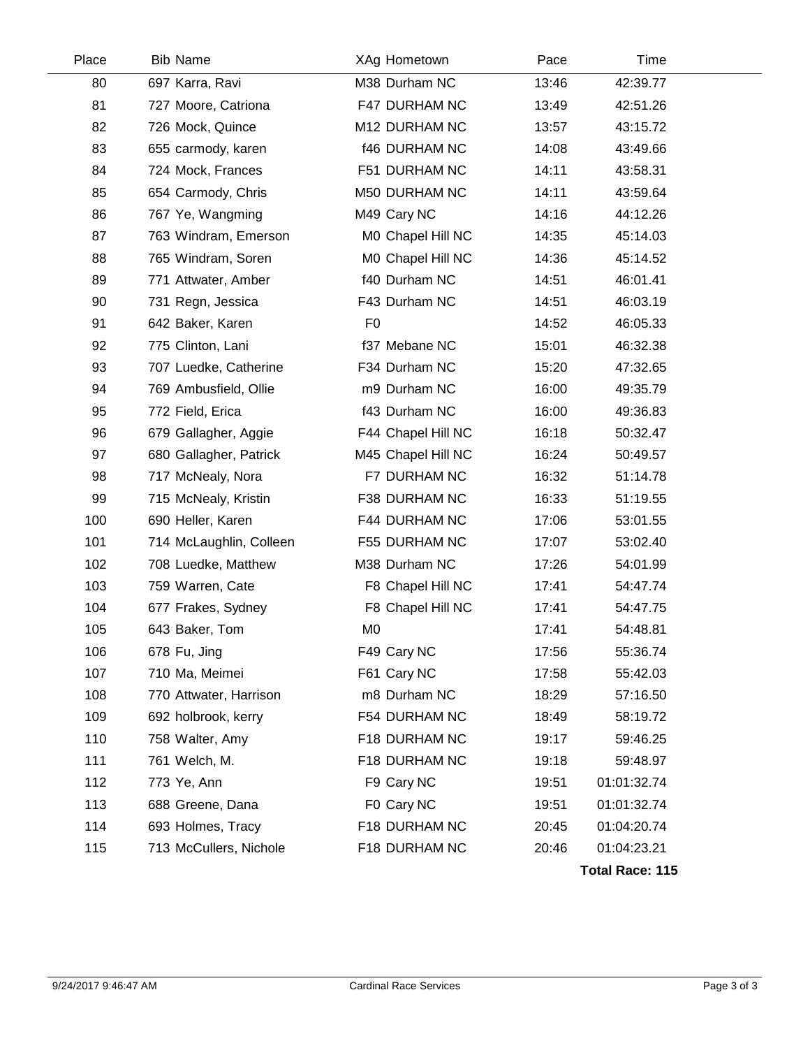| Place | Bib | Name | XAg | Hometown | Pace | Time |
|---|---|---|---|---|---|---|
| 80 | 697 | Karra, Ravi | M38 | Durham NC | 13:46 | 42:39.77 |
| 81 | 727 | Moore, Catriona | F47 | DURHAM NC | 13:49 | 42:51.26 |
| 82 | 726 | Mock, Quince | M12 | DURHAM NC | 13:57 | 43:15.72 |
| 83 | 655 | carmody, karen | f46 | DURHAM NC | 14:08 | 43:49.66 |
| 84 | 724 | Mock, Frances | F51 | DURHAM NC | 14:11 | 43:58.31 |
| 85 | 654 | Carmody, Chris | M50 | DURHAM NC | 14:11 | 43:59.64 |
| 86 | 767 | Ye, Wangming | M49 | Cary NC | 14:16 | 44:12.26 |
| 87 | 763 | Windram, Emerson | M0 | Chapel Hill NC | 14:35 | 45:14.03 |
| 88 | 765 | Windram, Soren | M0 | Chapel Hill NC | 14:36 | 45:14.52 |
| 89 | 771 | Attwater, Amber | f40 | Durham NC | 14:51 | 46:01.41 |
| 90 | 731 | Regn, Jessica | F43 | Durham NC | 14:51 | 46:03.19 |
| 91 | 642 | Baker, Karen | F0 | | 14:52 | 46:05.33 |
| 92 | 775 | Clinton, Lani | f37 | Mebane NC | 15:01 | 46:32.38 |
| 93 | 707 | Luedke, Catherine | F34 | Durham NC | 15:20 | 47:32.65 |
| 94 | 769 | Ambusfield, Ollie | m9 | Durham NC | 16:00 | 49:35.79 |
| 95 | 772 | Field, Erica | f43 | Durham NC | 16:00 | 49:36.83 |
| 96 | 679 | Gallagher, Aggie | F44 | Chapel Hill NC | 16:18 | 50:32.47 |
| 97 | 680 | Gallagher, Patrick | M45 | Chapel Hill NC | 16:24 | 50:49.57 |
| 98 | 717 | McNealy, Nora | F7 | DURHAM NC | 16:32 | 51:14.78 |
| 99 | 715 | McNealy, Kristin | F38 | DURHAM NC | 16:33 | 51:19.55 |
| 100 | 690 | Heller, Karen | F44 | DURHAM NC | 17:06 | 53:01.55 |
| 101 | 714 | McLaughlin, Colleen | F55 | DURHAM NC | 17:07 | 53:02.40 |
| 102 | 708 | Luedke, Matthew | M38 | Durham NC | 17:26 | 54:01.99 |
| 103 | 759 | Warren, Cate | F8 | Chapel Hill NC | 17:41 | 54:47.74 |
| 104 | 677 | Frakes, Sydney | F8 | Chapel Hill NC | 17:41 | 54:47.75 |
| 105 | 643 | Baker, Tom | M0 | | 17:41 | 54:48.81 |
| 106 | 678 | Fu, Jing | F49 | Cary NC | 17:56 | 55:36.74 |
| 107 | 710 | Ma, Meimei | F61 | Cary NC | 17:58 | 55:42.03 |
| 108 | 770 | Attwater, Harrison | m8 | Durham NC | 18:29 | 57:16.50 |
| 109 | 692 | holbrook, kerry | F54 | DURHAM NC | 18:49 | 58:19.72 |
| 110 | 758 | Walter, Amy | F18 | DURHAM NC | 19:17 | 59:46.25 |
| 111 | 761 | Welch, M. | F18 | DURHAM NC | 19:18 | 59:48.97 |
| 112 | 773 | Ye, Ann | F9 | Cary NC | 19:51 | 01:01:32.74 |
| 113 | 688 | Greene, Dana | F0 | Cary NC | 19:51 | 01:01:32.74 |
| 114 | 693 | Holmes, Tracy | F18 | DURHAM NC | 20:45 | 01:04:20.74 |
| 115 | 713 | McCullers, Nichole | F18 | DURHAM NC | 20:46 | 01:04:23.21 |

**Total Race: 115**

9/24/2017 9:46:47 AM — Cardinal Race Services